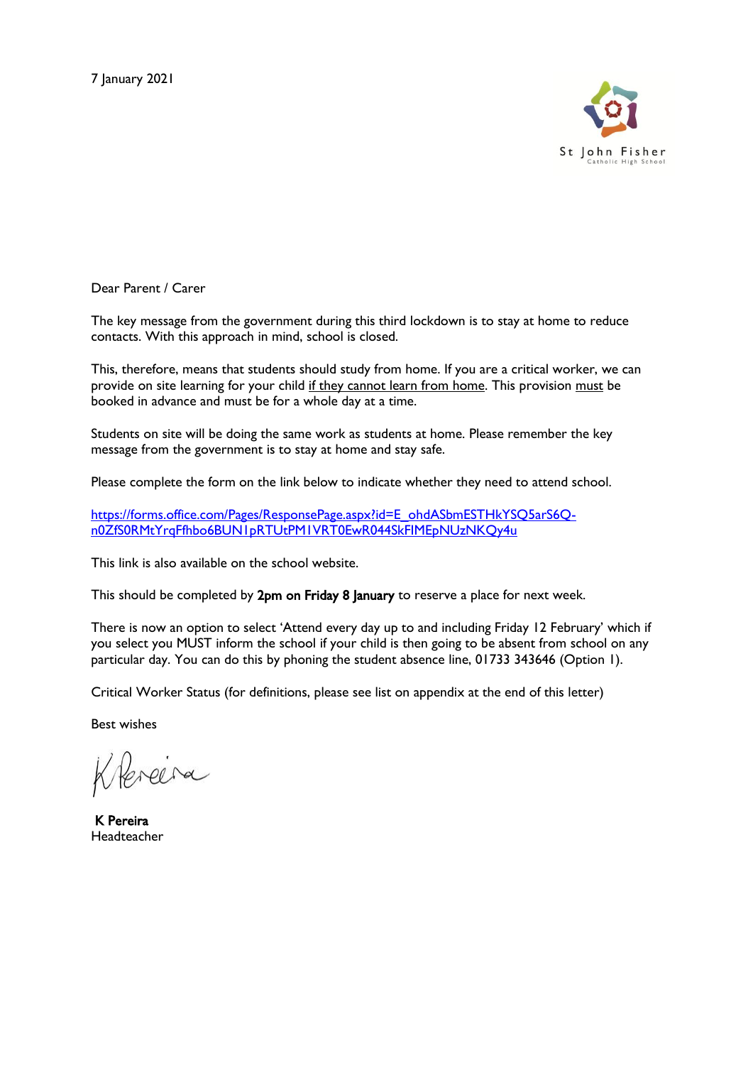7 January 2021

St John Fisher
Catholic High School

Dear Parent / Carer

The key message from the government during this third lockdown is to stay at home to reduce contacts. With this approach in mind, school is closed.

This, therefore, means that students should study from home. If you are a critical worker, we can provide on site learning for your child <u>if they cannot learn from home</u>. This provision <u>must</u> be booked in advance and must be for a whole day at a time.

Students on site will be doing the same work as students at home. Please remember the key message from the government is to stay at home and stay safe.

Please complete the form on the link below to indicate whether they need to attend school.

https://forms.office.com/Pages/ResponsePage.aspx?id=E_ohdASbmESTHkYSQ5arS6Q-n0ZfS0RMtYrqFfhbo6BUN1pRTUtPM1VRT0EwR044SkFIMEpNUzNKQy4u

This link is also available on the school website.

This should be completed by **2pm on Friday 8 January** to reserve a place for next week.

There is now an option to select 'Attend every day up to and including Friday 12 February' which if you select you MUST inform the school if your child is then going to be absent from school on any particular day. You can do this by phoning the student absence line, 01733 343646 (Option 1).

Critical Worker Status (for definitions, please see list on appendix at the end of this letter)

Best wishes

**K Pereira**
Headteacher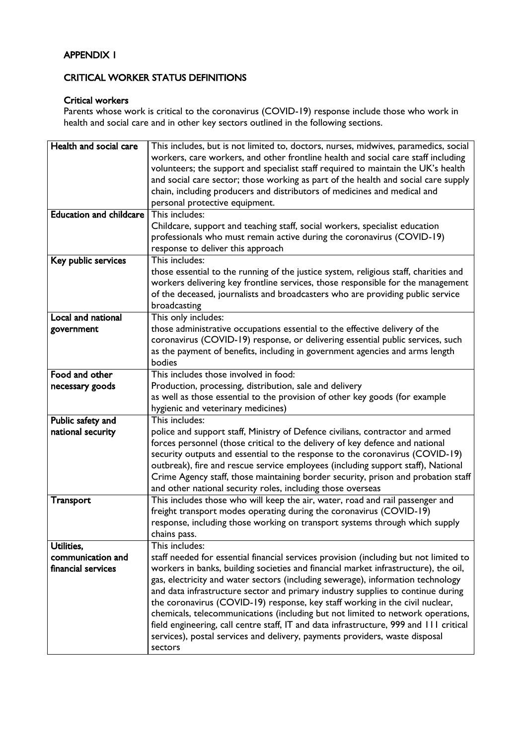# APPENDIX 1

## CRITICAL WORKER STATUS DEFINITIONS

### Critical workers

Parents whose work is critical to the coronavirus (COVID-19) response include those who work in health and social care and in other key sectors outlined in the following sections.

| | |
|---|---|
| **Health and social care** | This includes, but is not limited to, doctors, nurses, midwives, paramedics, social workers, care workers, and other frontline health and social care staff including volunteers; the support and specialist staff required to maintain the UK's health and social care sector; those working as part of the health and social care supply chain, including producers and distributors of medicines and medical and personal protective equipment. |
| **Education and childcare** | This includes:<br>Childcare, support and teaching staff, social workers, specialist education professionals who must remain active during the coronavirus (COVID-19) response to deliver this approach |
| **Key public services** | This includes:<br>those essential to the running of the justice system, religious staff, charities and workers delivering key frontline services, those responsible for the management of the deceased, journalists and broadcasters who are providing public service broadcasting |
| **Local and national government** | This only includes:<br>those administrative occupations essential to the effective delivery of the coronavirus (COVID-19) response, or delivering essential public services, such as the payment of benefits, including in government agencies and arms length bodies |
| **Food and other necessary goods** | This includes those involved in food:<br>Production, processing, distribution, sale and delivery<br>as well as those essential to the provision of other key goods (for example hygienic and veterinary medicines) |
| **Public safety and national security** | This includes:<br>police and support staff, Ministry of Defence civilians, contractor and armed forces personnel (those critical to the delivery of key defence and national security outputs and essential to the response to the coronavirus (COVID-19) outbreak), fire and rescue service employees (including support staff), National Crime Agency staff, those maintaining border security, prison and probation staff and other national security roles, including those overseas |
| **Transport** | This includes those who will keep the air, water, road and rail passenger and freight transport modes operating during the coronavirus (COVID-19) response, including those working on transport systems through which supply chains pass. |
| **Utilities, communication and financial services** | This includes:<br>staff needed for essential financial services provision (including but not limited to workers in banks, building societies and financial market infrastructure), the oil, gas, electricity and water sectors (including sewerage), information technology and data infrastructure sector and primary industry supplies to continue during the coronavirus (COVID-19) response, key staff working in the civil nuclear, chemicals, telecommunications (including but not limited to network operations, field engineering, call centre staff, IT and data infrastructure, 999 and 111 critical services), postal services and delivery, payments providers, waste disposal sectors |